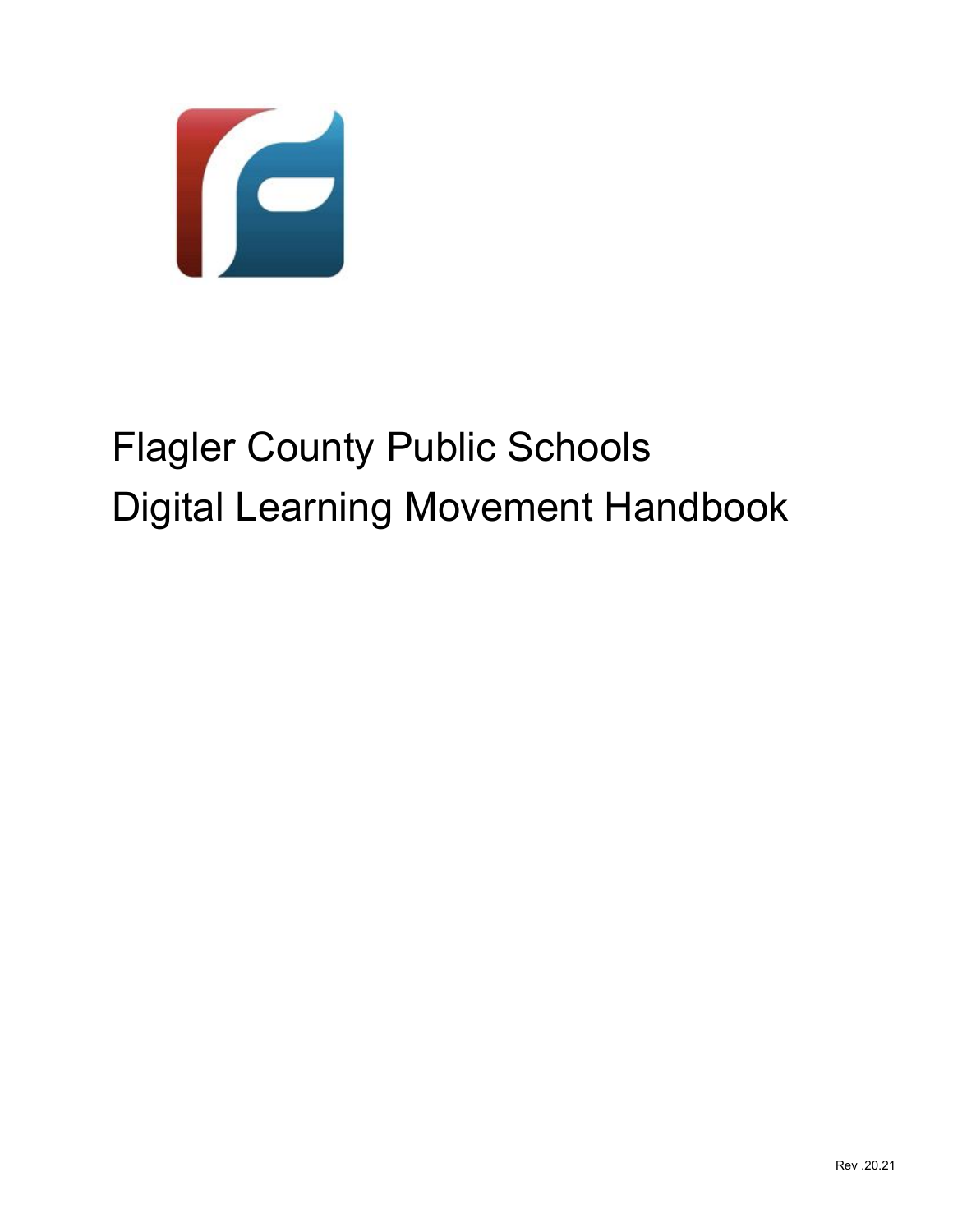# Flagler County Public Schools
# Digital Learning Movement Handbook

Rev .20.21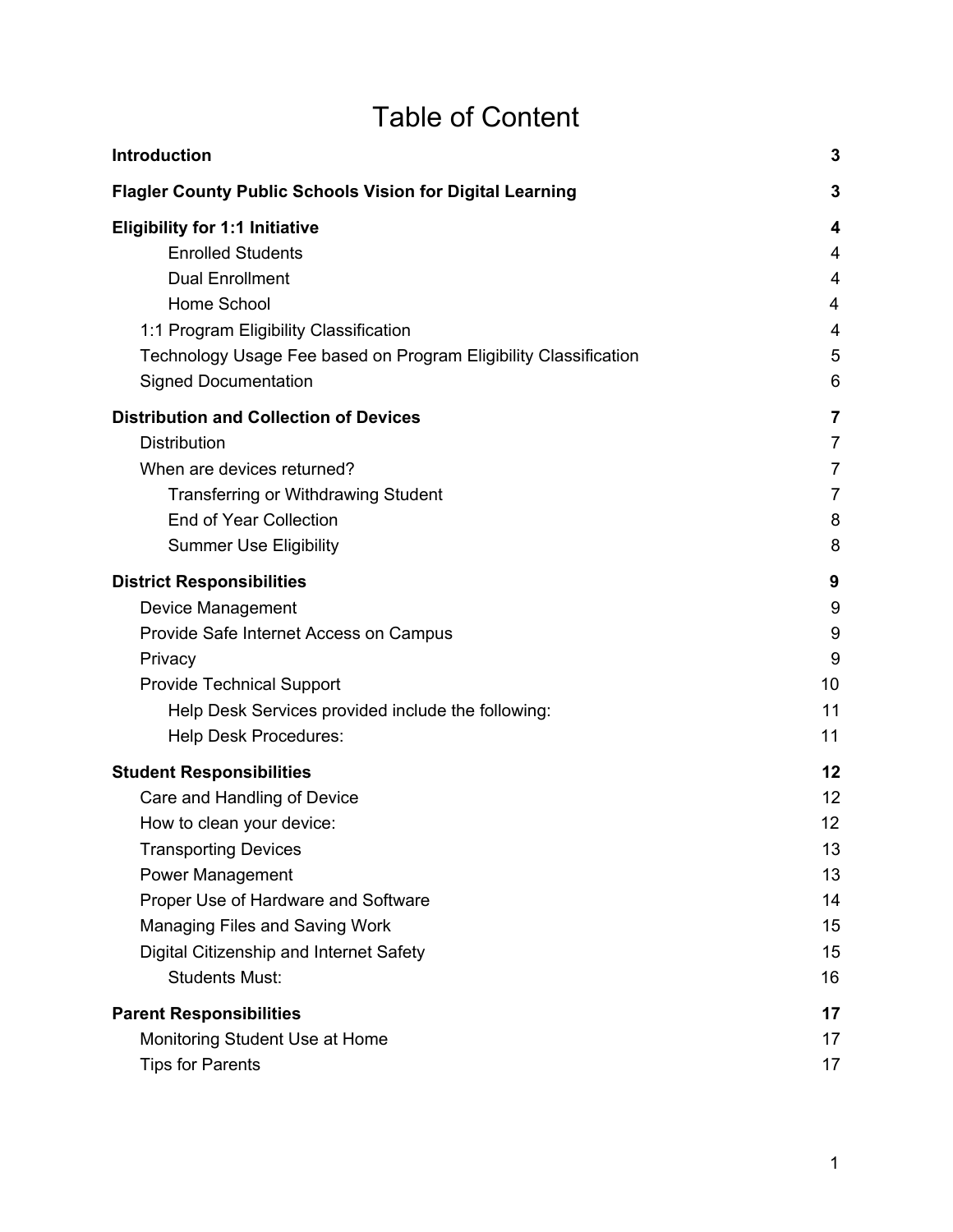# Table of Content

| | |
|---|---|
| **Introduction** | **3** |
| **Flagler County Public Schools Vision for Digital Learning** | **3** |
| **Eligibility for 1:1 Initiative** | **4** |
| Enrolled Students | 4 |
| Dual Enrollment | 4 |
| Home School | 4 |
| 1:1 Program Eligibility Classification | 4 |
| Technology Usage Fee based on Program Eligibility Classification | 5 |
| Signed Documentation | 6 |
| **Distribution and Collection of Devices** | **7** |
| Distribution | 7 |
| When are devices returned? | 7 |
| Transferring or Withdrawing Student | 7 |
| End of Year Collection | 8 |
| Summer Use Eligibility | 8 |
| **District Responsibilities** | **9** |
| Device Management | 9 |
| Provide Safe Internet Access on Campus | 9 |
| Privacy | 9 |
| Provide Technical Support | 10 |
| Help Desk Services provided include the following: | 11 |
| Help Desk Procedures: | 11 |
| **Student Responsibilities** | **12** |
| Care and Handling of Device | 12 |
| How to clean your device: | 12 |
| Transporting Devices | 13 |
| Power Management | 13 |
| Proper Use of Hardware and Software | 14 |
| Managing Files and Saving Work | 15 |
| Digital Citizenship and Internet Safety | 15 |
| Students Must: | 16 |
| **Parent Responsibilities** | **17** |
| Monitoring Student Use at Home | 17 |
| Tips for Parents | 17 |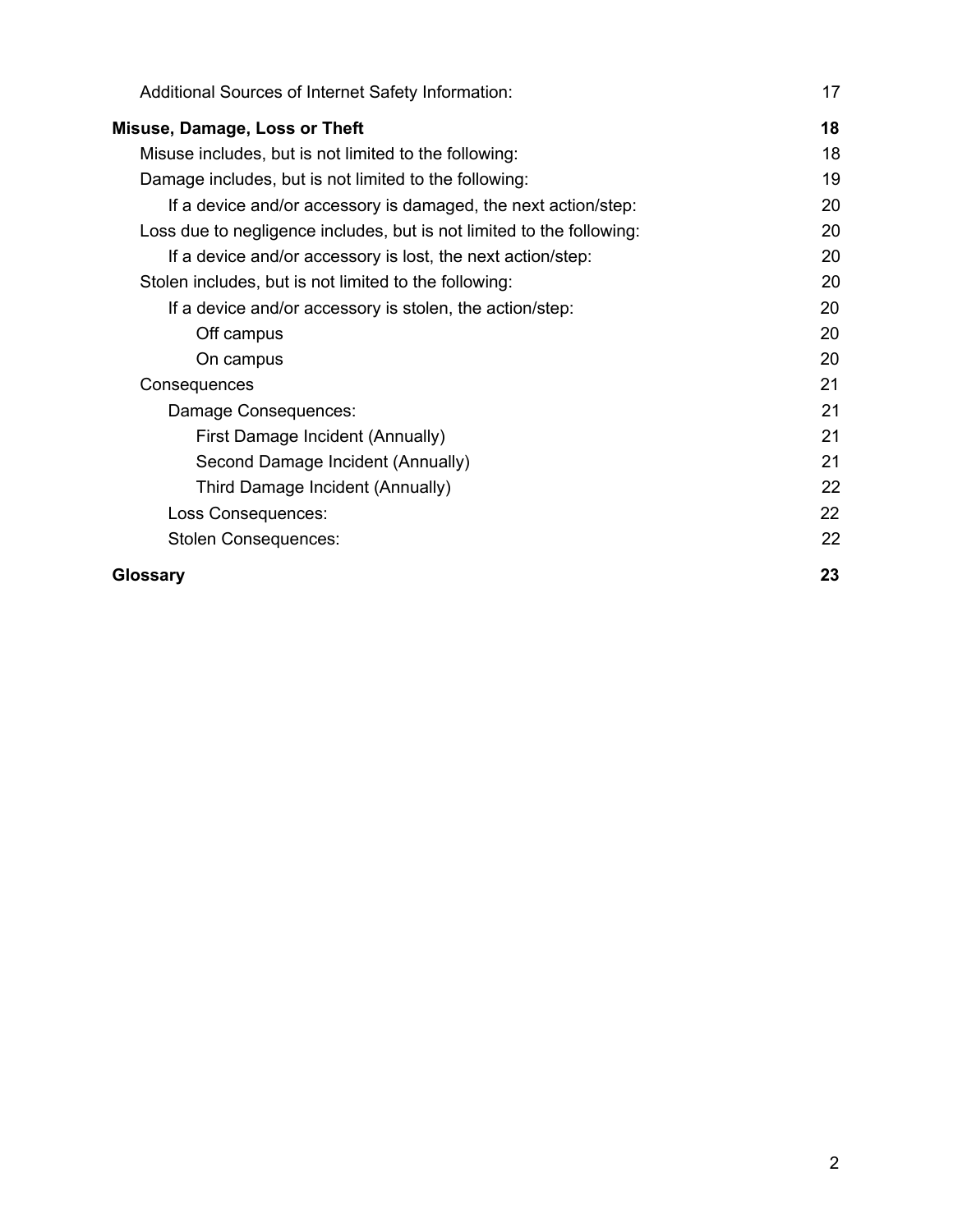- Additional Sources of Internet Safety Information: 17

**Misuse, Damage, Loss or Theft** **18**

- Misuse includes, but is not limited to the following: 18
- Damage includes, but is not limited to the following: 19
  - If a device and/or accessory is damaged, the next action/step: 20
- Loss due to negligence includes, but is not limited to the following: 20
  - If a device and/or accessory is lost, the next action/step: 20
- Stolen includes, but is not limited to the following: 20
  - If a device and/or accessory is stolen, the action/step: 20
    - Off campus 20
    - On campus 20
- Consequences 21
  - Damage Consequences: 21
    - First Damage Incident (Annually) 21
    - Second Damage Incident (Annually) 21
    - Third Damage Incident (Annually) 22
  - Loss Consequences: 22
  - Stolen Consequences: 22

**Glossary** **23**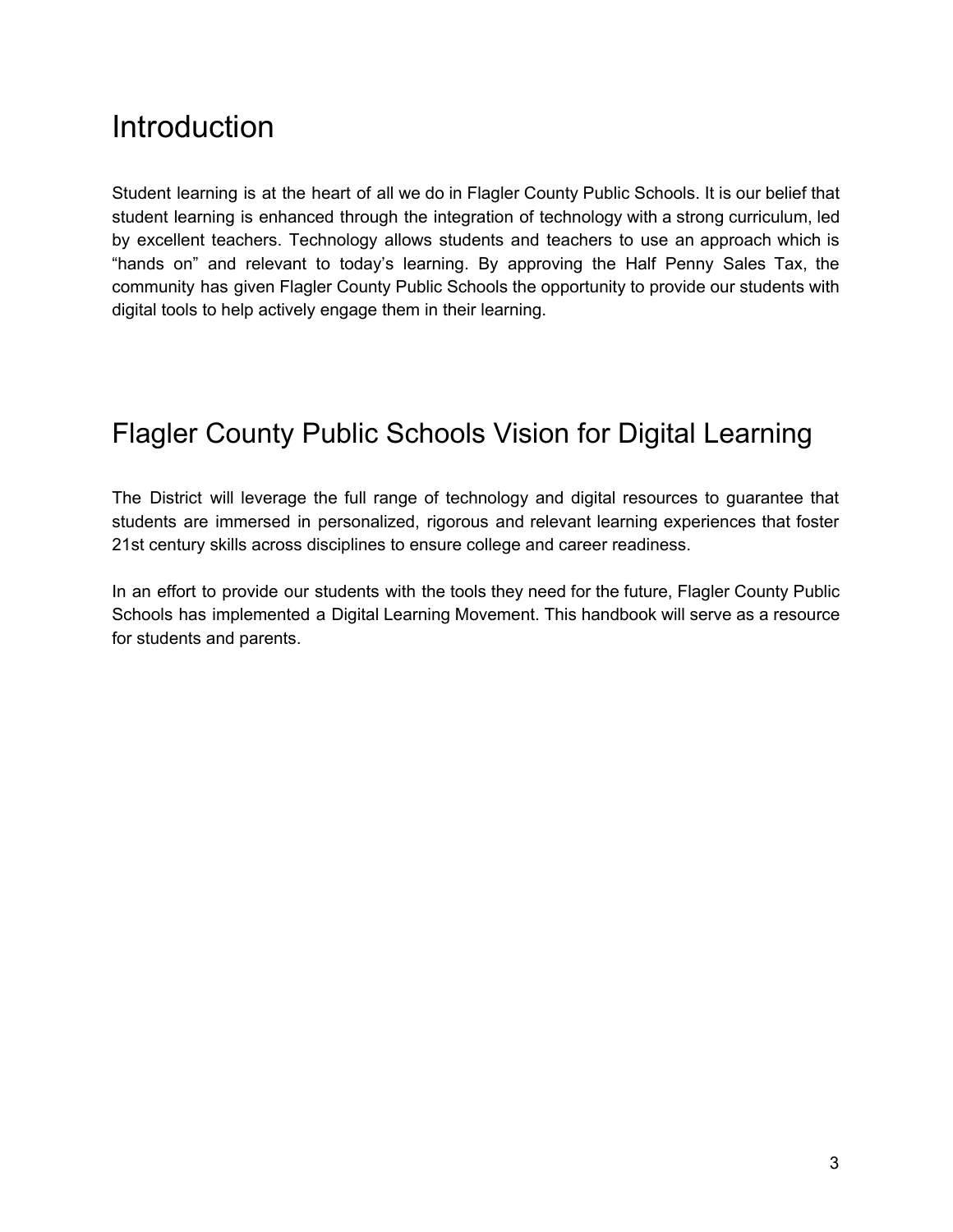# Introduction

Student learning is at the heart of all we do in Flagler County Public Schools. It is our belief that student learning is enhanced through the integration of technology with a strong curriculum, led by excellent teachers. Technology allows students and teachers to use an approach which is "hands on" and relevant to today's learning. By approving the Half Penny Sales Tax, the community has given Flagler County Public Schools the opportunity to provide our students with digital tools to help actively engage them in their learning.

# Flagler County Public Schools Vision for Digital Learning

The District will leverage the full range of technology and digital resources to guarantee that students are immersed in personalized, rigorous and relevant learning experiences that foster 21st century skills across disciplines to ensure college and career readiness.

In an effort to provide our students with the tools they need for the future, Flagler County Public Schools has implemented a Digital Learning Movement. This handbook will serve as a resource for students and parents.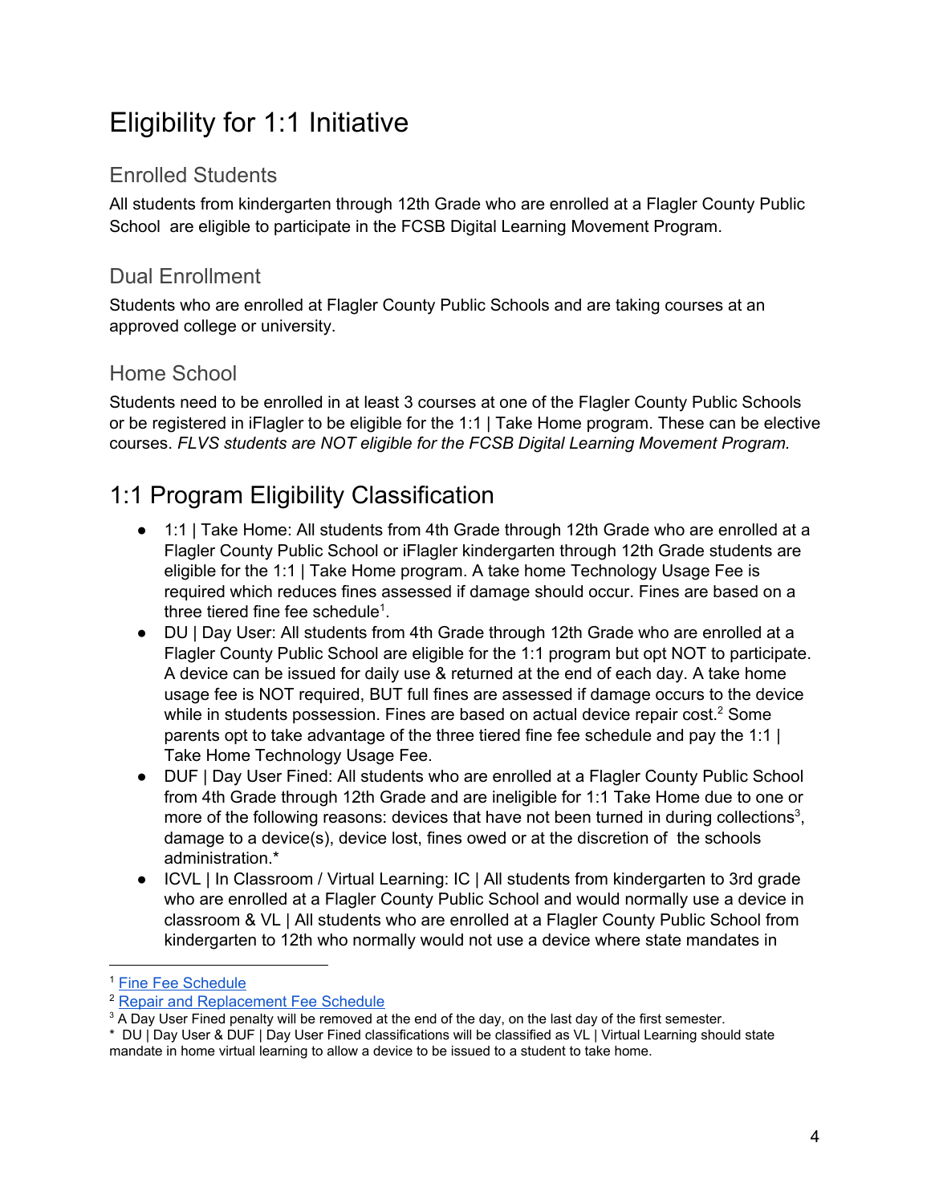# Eligibility for 1:1 Initiative

## Enrolled Students

All students from kindergarten through 12th Grade who are enrolled at a Flagler County Public School  are eligible to participate in the FCSB Digital Learning Movement Program.

## Dual Enrollment

Students who are enrolled at Flagler County Public Schools and are taking courses at an approved college or university.

## Home School

Students need to be enrolled in at least 3 courses at one of the Flagler County Public Schools or be registered in iFlagler to be eligible for the 1:1 | Take Home program. These can be elective courses. *FLVS students are NOT eligible for the FCSB Digital Learning Movement Program.*

# 1:1 Program Eligibility Classification

- 1:1 | Take Home: All students from 4th Grade through 12th Grade who are enrolled at a Flagler County Public School or iFlagler kindergarten through 12th Grade students are eligible for the 1:1 | Take Home program. A take home Technology Usage Fee is required which reduces fines assessed if damage should occur. Fines are based on a three tiered fine fee schedule[1].
- DU | Day User: All students from 4th Grade through 12th Grade who are enrolled at a Flagler County Public School are eligible for the 1:1 program but opt NOT to participate. A device can be issued for daily use & returned at the end of each day. A take home usage fee is NOT required, BUT full fines are assessed if damage occurs to the device while in students possession. Fines are based on actual device repair cost.[2] Some parents opt to take advantage of the three tiered fine fee schedule and pay the 1:1 | Take Home Technology Usage Fee.
- DUF | Day User Fined: All students who are enrolled at a Flagler County Public School from 4th Grade through 12th Grade and are ineligible for 1:1 Take Home due to one or more of the following reasons: devices that have not been turned in during collections[3], damage to a device(s), device lost, fines owed or at the discretion of  the schools administration.*
- ICVL | In Classroom / Virtual Learning: IC | All students from kindergarten to 3rd grade who are enrolled at a Flagler County Public School and would normally use a device in classroom & VL | All students who are enrolled at a Flagler County Public School from kindergarten to 12th who normally would not use a device where state mandates in

---

[1] Fine Fee Schedule

[2] Repair and Replacement Fee Schedule

[3] A Day User Fined penalty will be removed at the end of the day, on the last day of the first semester.

\* DU | Day User & DUF | Day User Fined classifications will be classified as VL | Virtual Learning should state mandate in home virtual learning to allow a device to be issued to a student to take home.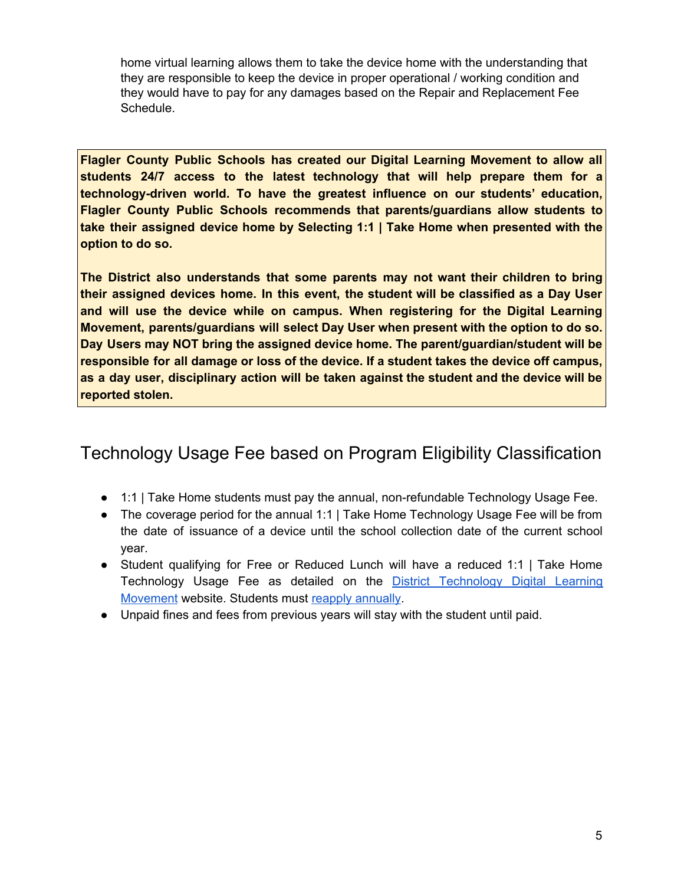home virtual learning allows them to take the device home with the understanding that they are responsible to keep the device in proper operational / working condition and they would have to pay for any damages based on the Repair and Replacement Fee Schedule.

**Flagler County Public Schools has created our Digital Learning Movement to allow all students 24/7 access to the latest technology that will help prepare them for a technology-driven world. To have the greatest influence on our students' education, Flagler County Public Schools recommends that parents/guardians allow students to take their assigned device home by Selecting 1:1 | Take Home when presented with the option to do so.**

**The District also understands that some parents may not want their children to bring their assigned devices home. In this event, the student will be classified as a Day User and will use the device while on campus. When registering for the Digital Learning Movement, parents/guardians will select Day User when present with the option to do so. Day Users may NOT bring the assigned device home. The parent/guardian/student will be responsible for all damage or loss of the device. If a student takes the device off campus, as a day user, disciplinary action will be taken against the student and the device will be reported stolen.**

## Technology Usage Fee based on Program Eligibility Classification

- 1:1 | Take Home students must pay the annual, non-refundable Technology Usage Fee.
- The coverage period for the annual 1:1 | Take Home Technology Usage Fee will be from the date of issuance of a device until the school collection date of the current school year.
- Student qualifying for Free or Reduced Lunch will have a reduced 1:1 | Take Home Technology Usage Fee as detailed on the District Technology Digital Learning Movement website. Students must reapply annually.
- Unpaid fines and fees from previous years will stay with the student until paid.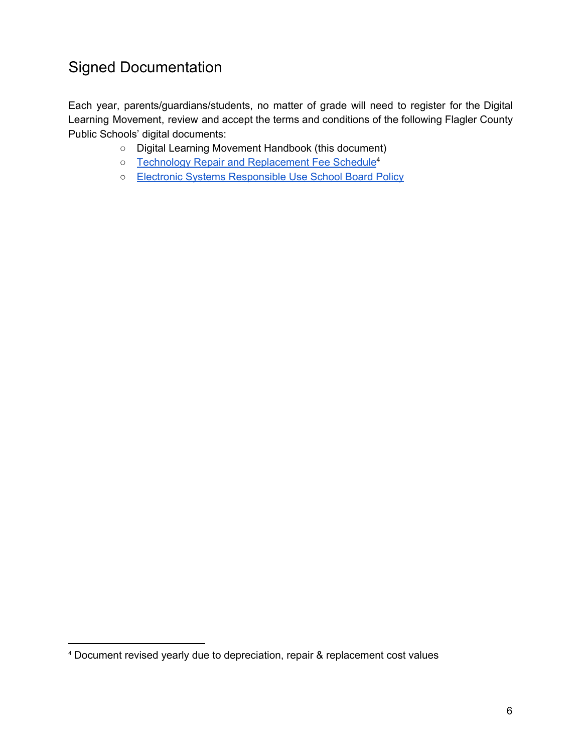## Signed Documentation

Each year, parents/guardians/students, no matter of grade will need to register for the Digital Learning Movement, review and accept the terms and conditions of the following Flagler County Public Schools' digital documents:

- Digital Learning Movement Handbook (this document)
- Technology Repair and Replacement Fee Schedule[4]
- Electronic Systems Responsible Use School Board Policy

[4] Document revised yearly due to depreciation, repair & replacement cost values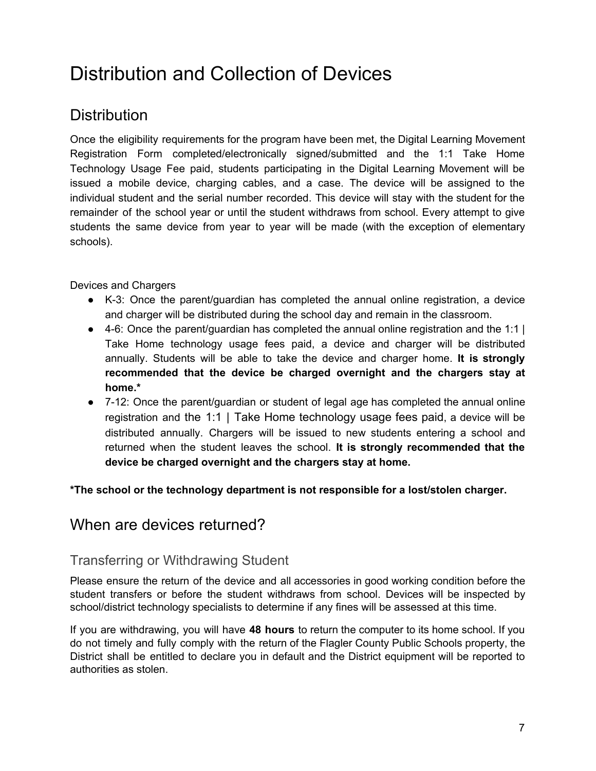# Distribution and Collection of Devices

## Distribution

Once the eligibility requirements for the program have been met, the Digital Learning Movement Registration Form completed/electronically signed/submitted and the 1:1 Take Home Technology Usage Fee paid, students participating in the Digital Learning Movement will be issued a mobile device, charging cables, and a case. The device will be assigned to the individual student and the serial number recorded. This device will stay with the student for the remainder of the school year or until the student withdraws from school. Every attempt to give students the same device from year to year will be made (with the exception of elementary schools).

Devices and Chargers

- K-3: Once the parent/guardian has completed the annual online registration, a device and charger will be distributed during the school day and remain in the classroom.
- 4-6: Once the parent/guardian has completed the annual online registration and the 1:1 | Take Home technology usage fees paid, a device and charger will be distributed annually. Students will be able to take the device and charger home. **It is strongly recommended that the device be charged overnight and the chargers stay at home.***
- 7-12: Once the parent/guardian or student of legal age has completed the annual online registration and the 1:1 | Take Home technology usage fees paid, a device will be distributed annually. Chargers will be issued to new students entering a school and returned when the student leaves the school. **It is strongly recommended that the device be charged overnight and the chargers stay at home.**

***The school or the technology department is not responsible for a lost/stolen charger.**

## When are devices returned?

### Transferring or Withdrawing Student

Please ensure the return of the device and all accessories in good working condition before the student transfers or before the student withdraws from school. Devices will be inspected by school/district technology specialists to determine if any fines will be assessed at this time.

If you are withdrawing, you will have **48 hours** to return the computer to its home school. If you do not timely and fully comply with the return of the Flagler County Public Schools property, the District shall be entitled to declare you in default and the District equipment will be reported to authorities as stolen.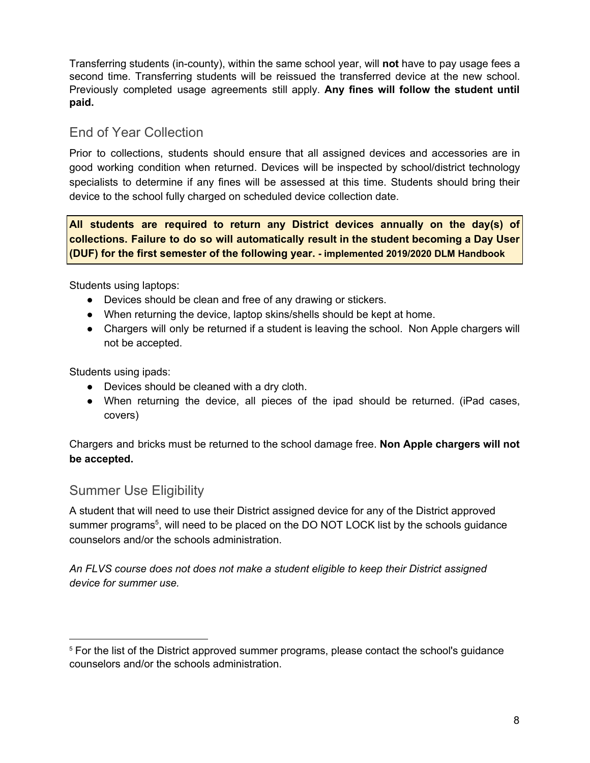Transferring students (in-county), within the same school year, will **not** have to pay usage fees a second time. Transferring students will be reissued the transferred device at the new school. Previously completed usage agreements still apply. **Any fines will follow the student until paid.**

## End of Year Collection

Prior to collections, students should ensure that all assigned devices and accessories are in good working condition when returned. Devices will be inspected by school/district technology specialists to determine if any fines will be assessed at this time. Students should bring their device to the school fully charged on scheduled device collection date.

**All students are required to return any District devices annually on the day(s) of collections. Failure to do so will automatically result in the student becoming a Day User (DUF) for the first semester of the following year. - implemented 2019/2020 DLM Handbook**

Students using laptops:

- Devices should be clean and free of any drawing or stickers.
- When returning the device, laptop skins/shells should be kept at home.
- Chargers will only be returned if a student is leaving the school. Non Apple chargers will not be accepted.

Students using ipads:

- Devices should be cleaned with a dry cloth.
- When returning the device, all pieces of the ipad should be returned. (iPad cases, covers)

Chargers and bricks must be returned to the school damage free. **Non Apple chargers will not be accepted.**

## Summer Use Eligibility

A student that will need to use their District assigned device for any of the District approved summer programs[5], will need to be placed on the DO NOT LOCK list by the schools guidance counselors and/or the schools administration.

*An FLVS course does not does not make a student eligible to keep their District assigned device for summer use.*

[5] For the list of the District approved summer programs, please contact the school's guidance counselors and/or the schools administration.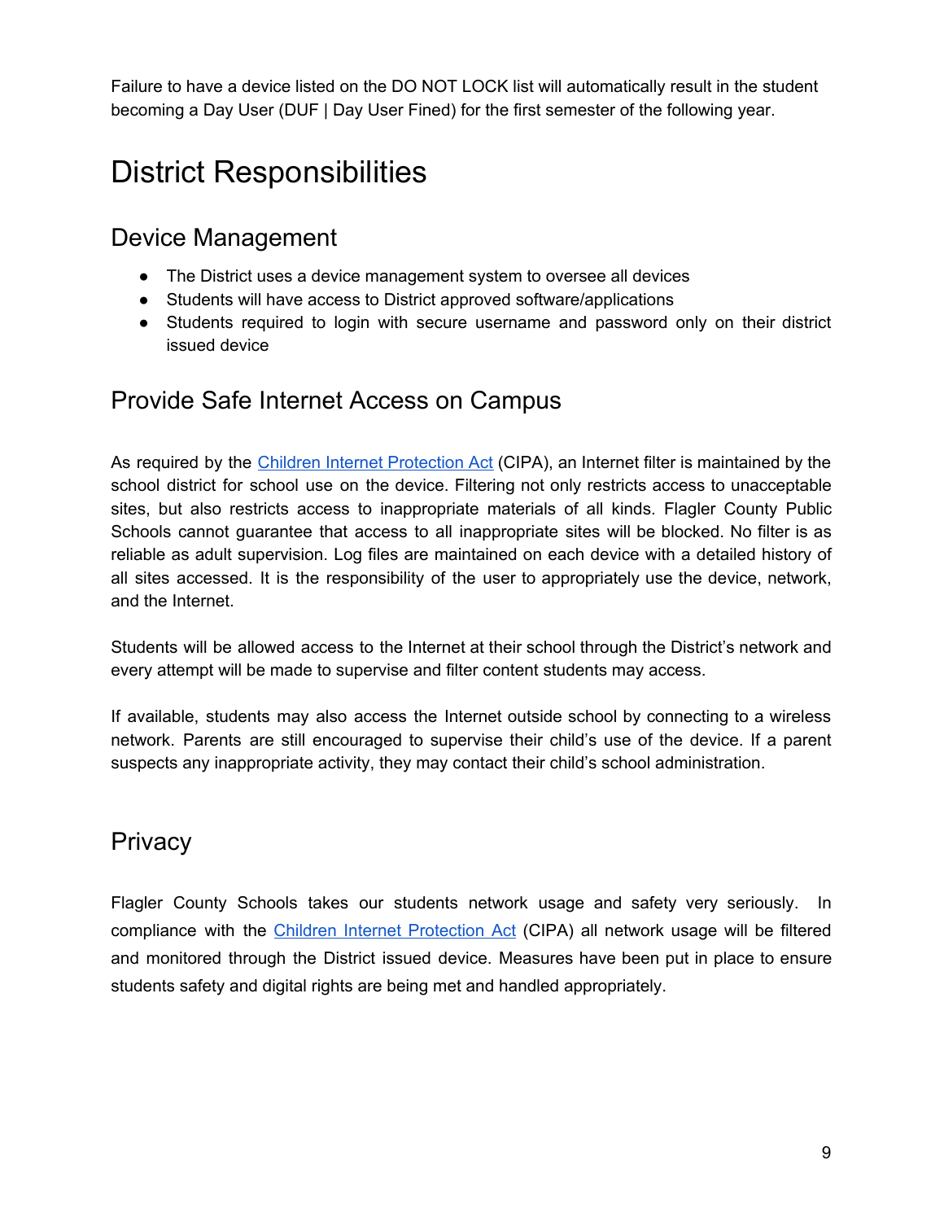Failure to have a device listed on the DO NOT LOCK list will automatically result in the student becoming a Day User (DUF | Day User Fined) for the first semester of the following year.

# District Responsibilities

## Device Management

- The District uses a device management system to oversee all devices
- Students will have access to District approved software/applications
- Students required to login with secure username and password only on their district issued device

## Provide Safe Internet Access on Campus

As required by the [Children Internet Protection Act](#) (CIPA), an Internet filter is maintained by the school district for school use on the device. Filtering not only restricts access to unacceptable sites, but also restricts access to inappropriate materials of all kinds. Flagler County Public Schools cannot guarantee that access to all inappropriate sites will be blocked. No filter is as reliable as adult supervision. Log files are maintained on each device with a detailed history of all sites accessed. It is the responsibility of the user to appropriately use the device, network, and the Internet.

Students will be allowed access to the Internet at their school through the District's network and every attempt will be made to supervise and filter content students may access.

If available, students may also access the Internet outside school by connecting to a wireless network. Parents are still encouraged to supervise their child's use of the device. If a parent suspects any inappropriate activity, they may contact their child's school administration.

## Privacy

Flagler County Schools takes our students network usage and safety very seriously. In compliance with the [Children Internet Protection Act](#) (CIPA) all network usage will be filtered and monitored through the District issued device. Measures have been put in place to ensure students safety and digital rights are being met and handled appropriately.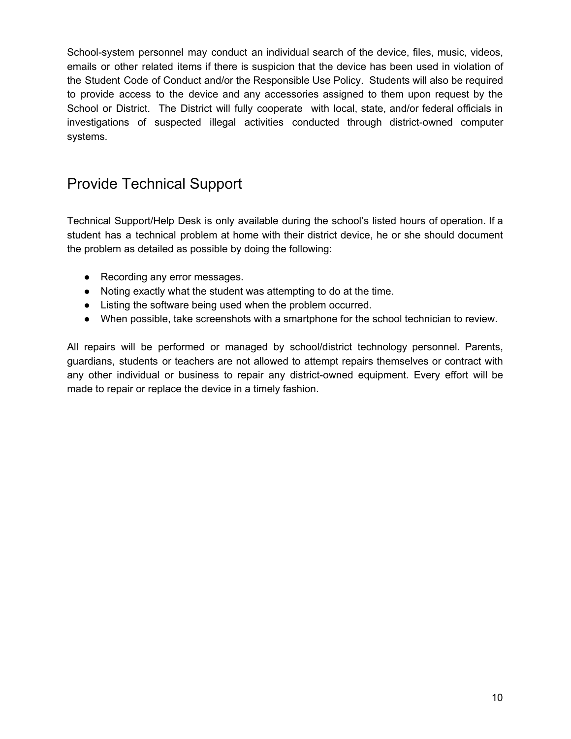School-system personnel may conduct an individual search of the device, files, music, videos, emails or other related items if there is suspicion that the device has been used in violation of the Student Code of Conduct and/or the Responsible Use Policy. Students will also be required to provide access to the device and any accessories assigned to them upon request by the School or District. The District will fully cooperate with local, state, and/or federal officials in investigations of suspected illegal activities conducted through district-owned computer systems.

## Provide Technical Support

Technical Support/Help Desk is only available during the school's listed hours of operation. If a student has a technical problem at home with their district device, he or she should document the problem as detailed as possible by doing the following:

- Recording any error messages.
- Noting exactly what the student was attempting to do at the time.
- Listing the software being used when the problem occurred.
- When possible, take screenshots with a smartphone for the school technician to review.

All repairs will be performed or managed by school/district technology personnel. Parents, guardians, students or teachers are not allowed to attempt repairs themselves or contract with any other individual or business to repair any district-owned equipment. Every effort will be made to repair or replace the device in a timely fashion.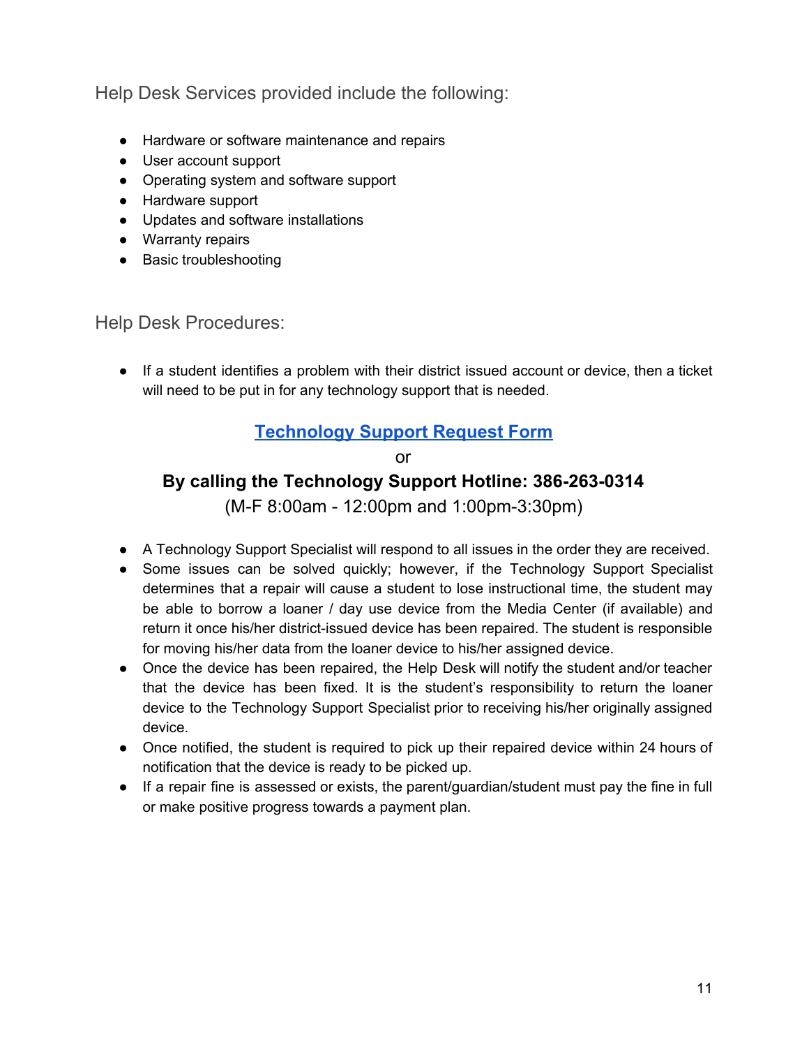## Help Desk Services provided include the following:

- Hardware or software maintenance and repairs
- User account support
- Operating system and software support
- Hardware support
- Updates and software installations
- Warranty repairs
- Basic troubleshooting

## Help Desk Procedures:

- If a student identifies a problem with their district issued account or device, then a ticket will need to be put in for any technology support that is needed.

**Technology Support Request Form**

or

**By calling the Technology Support Hotline: 386-263-0314**

(M-F 8:00am - 12:00pm and 1:00pm-3:30pm)

- A Technology Support Specialist will respond to all issues in the order they are received.
- Some issues can be solved quickly; however, if the Technology Support Specialist determines that a repair will cause a student to lose instructional time, the student may be able to borrow a loaner / day use device from the Media Center (if available) and return it once his/her district-issued device has been repaired. The student is responsible for moving his/her data from the loaner device to his/her assigned device.
- Once the device has been repaired, the Help Desk will notify the student and/or teacher that the device has been fixed. It is the student's responsibility to return the loaner device to the Technology Support Specialist prior to receiving his/her originally assigned device.
- Once notified, the student is required to pick up their repaired device within 24 hours of notification that the device is ready to be picked up.
- If a repair fine is assessed or exists, the parent/guardian/student must pay the fine in full or make positive progress towards a payment plan.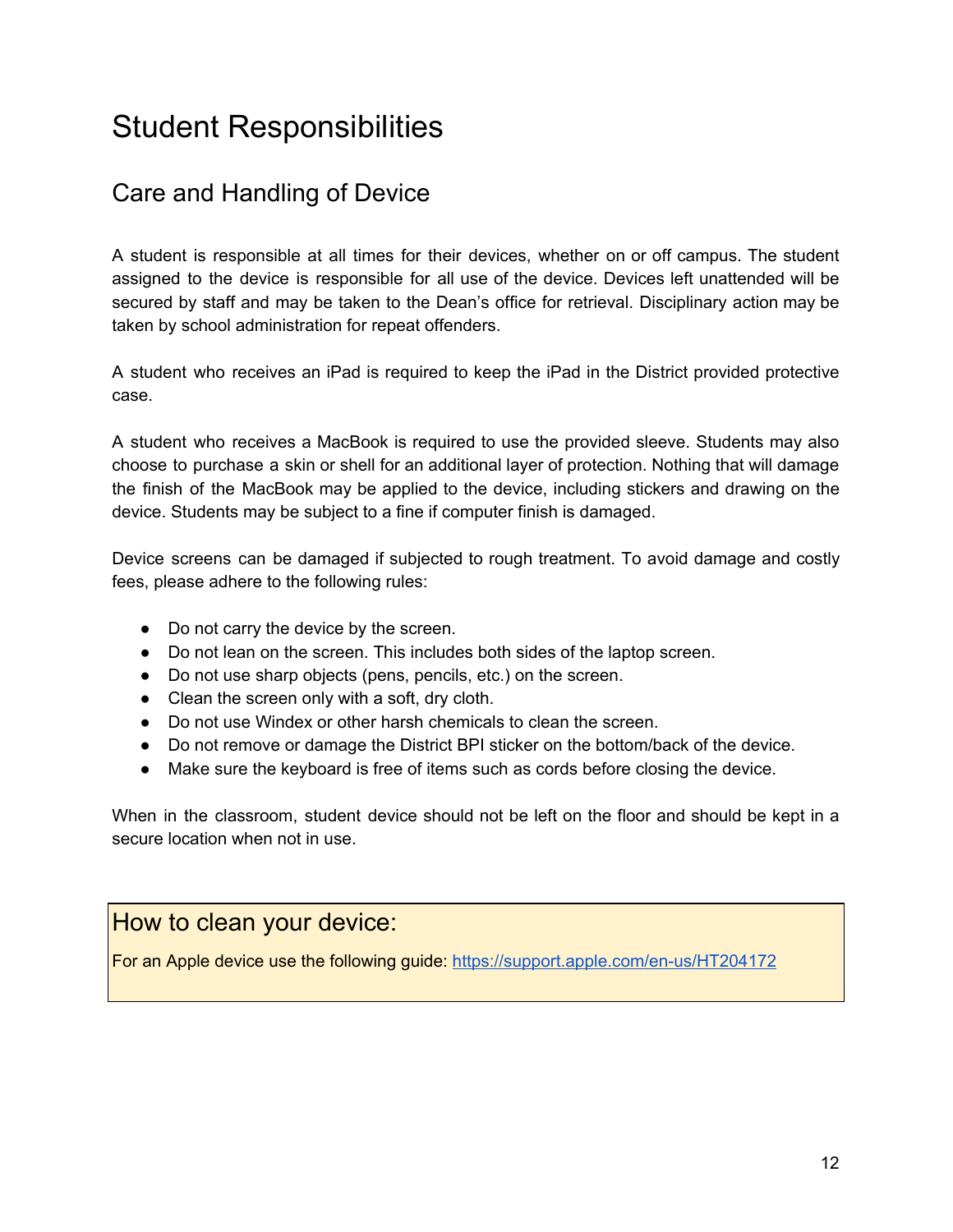# Student Responsibilities

## Care and Handling of Device

A student is responsible at all times for their devices, whether on or off campus. The student assigned to the device is responsible for all use of the device. Devices left unattended will be secured by staff and may be taken to the Dean's office for retrieval. Disciplinary action may be taken by school administration for repeat offenders.

A student who receives an iPad is required to keep the iPad in the District provided protective case.

A student who receives a MacBook is required to use the provided sleeve. Students may also choose to purchase a skin or shell for an additional layer of protection. Nothing that will damage the finish of the MacBook may be applied to the device, including stickers and drawing on the device. Students may be subject to a fine if computer finish is damaged.

Device screens can be damaged if subjected to rough treatment. To avoid damage and costly fees, please adhere to the following rules:

- Do not carry the device by the screen.
- Do not lean on the screen. This includes both sides of the laptop screen.
- Do not use sharp objects (pens, pencils, etc.) on the screen.
- Clean the screen only with a soft, dry cloth.
- Do not use Windex or other harsh chemicals to clean the screen.
- Do not remove or damage the District BPI sticker on the bottom/back of the device.
- Make sure the keyboard is free of items such as cords before closing the device.

When in the classroom, student device should not be left on the floor and should be kept in a secure location when not in use.

### How to clean your device:

For an Apple device use the following guide: https://support.apple.com/en-us/HT204172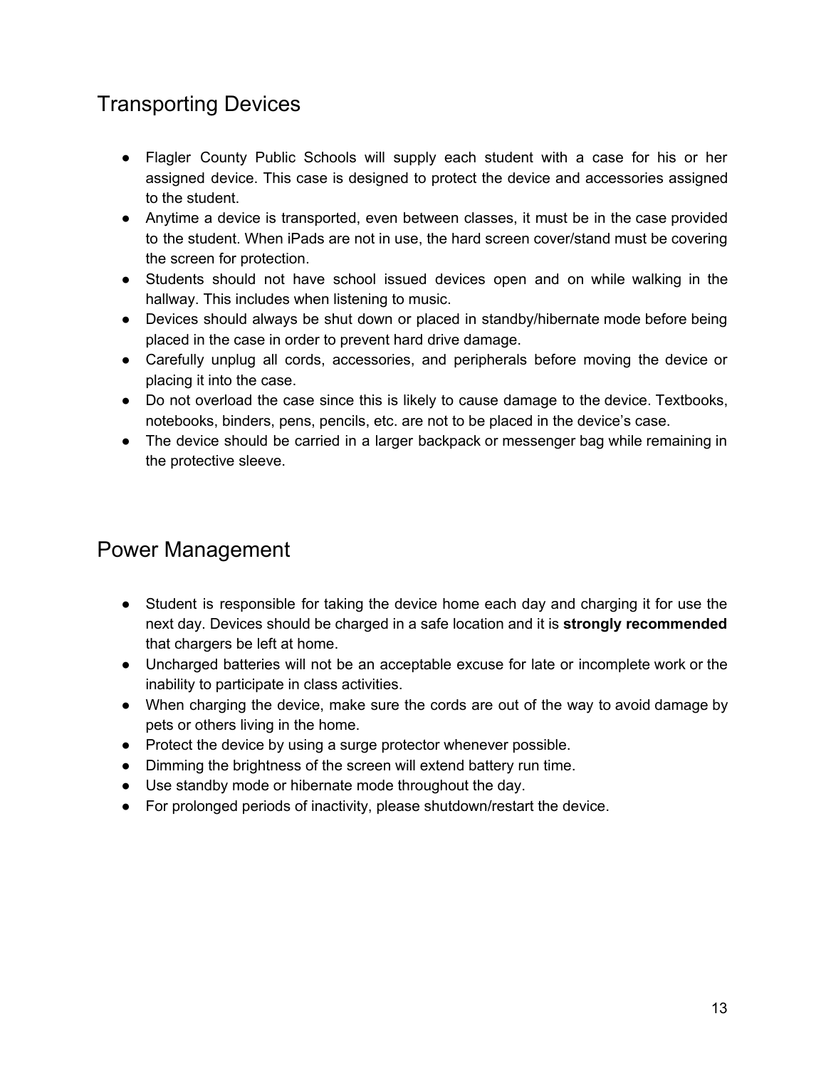## Transporting Devices

- Flagler County Public Schools will supply each student with a case for his or her assigned device. This case is designed to protect the device and accessories assigned to the student.
- Anytime a device is transported, even between classes, it must be in the case provided to the student. When iPads are not in use, the hard screen cover/stand must be covering the screen for protection.
- Students should not have school issued devices open and on while walking in the hallway. This includes when listening to music.
- Devices should always be shut down or placed in standby/hibernate mode before being placed in the case in order to prevent hard drive damage.
- Carefully unplug all cords, accessories, and peripherals before moving the device or placing it into the case.
- Do not overload the case since this is likely to cause damage to the device. Textbooks, notebooks, binders, pens, pencils, etc. are not to be placed in the device's case.
- The device should be carried in a larger backpack or messenger bag while remaining in the protective sleeve.

## Power Management

- Student is responsible for taking the device home each day and charging it for use the next day. Devices should be charged in a safe location and it is **strongly recommended** that chargers be left at home.
- Uncharged batteries will not be an acceptable excuse for late or incomplete work or the inability to participate in class activities.
- When charging the device, make sure the cords are out of the way to avoid damage by pets or others living in the home.
- Protect the device by using a surge protector whenever possible.
- Dimming the brightness of the screen will extend battery run time.
- Use standby mode or hibernate mode throughout the day.
- For prolonged periods of inactivity, please shutdown/restart the device.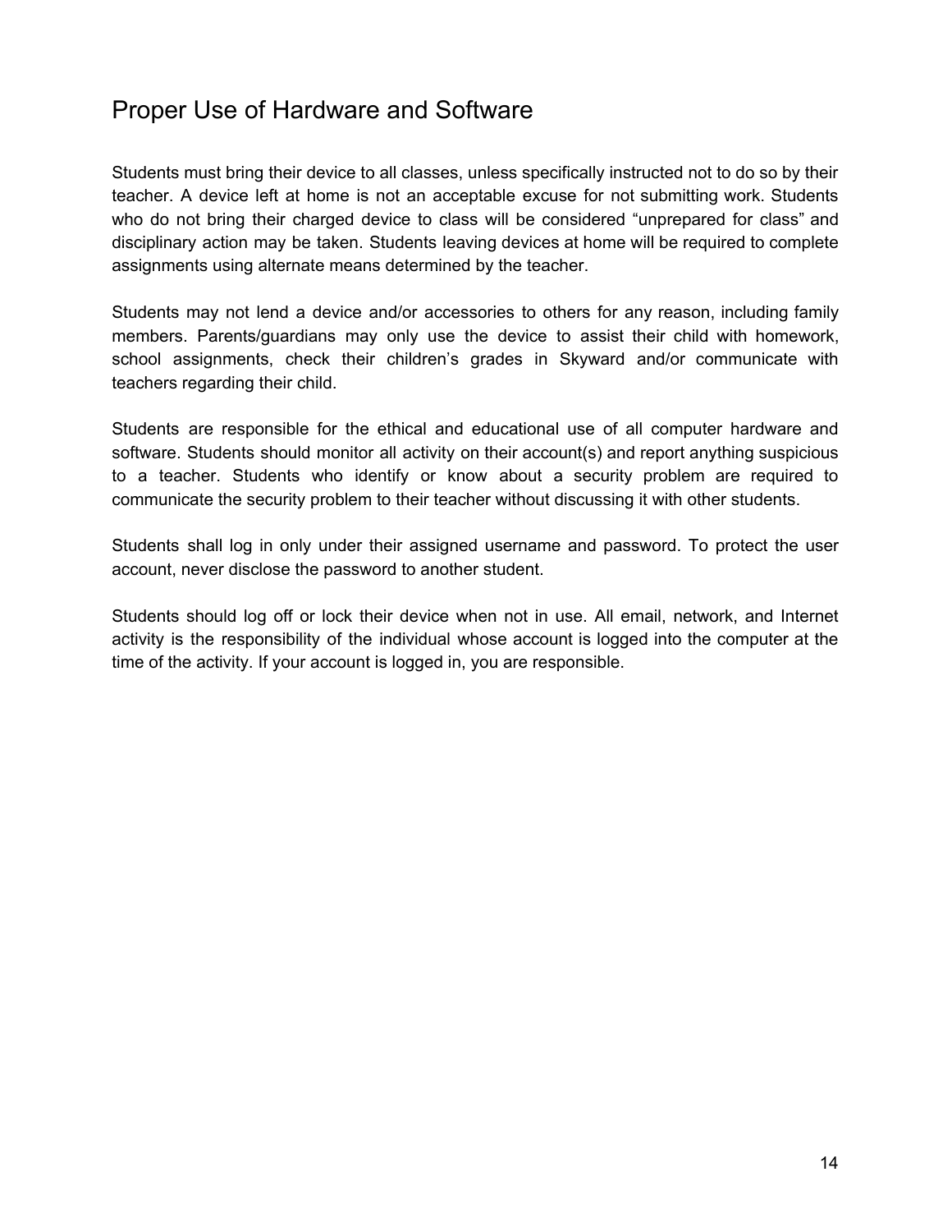# Proper Use of Hardware and Software

Students must bring their device to all classes, unless specifically instructed not to do so by their teacher. A device left at home is not an acceptable excuse for not submitting work. Students who do not bring their charged device to class will be considered “unprepared for class” and disciplinary action may be taken. Students leaving devices at home will be required to complete assignments using alternate means determined by the teacher.

Students may not lend a device and/or accessories to others for any reason, including family members. Parents/guardians may only use the device to assist their child with homework, school assignments, check their children’s grades in Skyward and/or communicate with teachers regarding their child.

Students are responsible for the ethical and educational use of all computer hardware and software. Students should monitor all activity on their account(s) and report anything suspicious to a teacher. Students who identify or know about a security problem are required to communicate the security problem to their teacher without discussing it with other students.

Students shall log in only under their assigned username and password. To protect the user account, never disclose the password to another student.

Students should log off or lock their device when not in use. All email, network, and Internet activity is the responsibility of the individual whose account is logged into the computer at the time of the activity. If your account is logged in, you are responsible.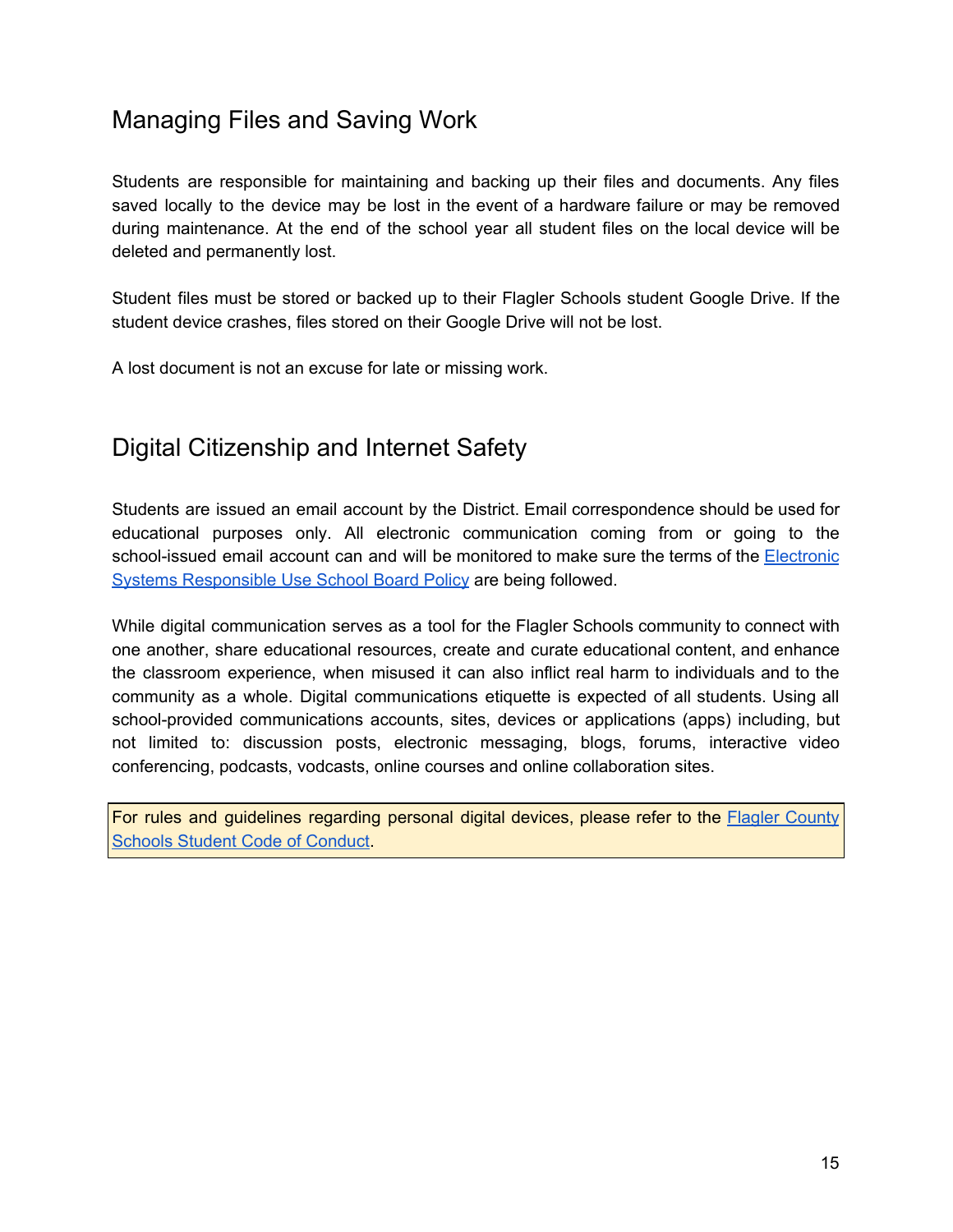## Managing Files and Saving Work

Students are responsible for maintaining and backing up their files and documents. Any files saved locally to the device may be lost in the event of a hardware failure or may be removed during maintenance. At the end of the school year all student files on the local device will be deleted and permanently lost.

Student files must be stored or backed up to their Flagler Schools student Google Drive. If the student device crashes, files stored on their Google Drive will not be lost.

A lost document is not an excuse for late or missing work.

## Digital Citizenship and Internet Safety

Students are issued an email account by the District. Email correspondence should be used for educational purposes only. All electronic communication coming from or going to the school-issued email account can and will be monitored to make sure the terms of the Electronic Systems Responsible Use School Board Policy are being followed.

While digital communication serves as a tool for the Flagler Schools community to connect with one another, share educational resources, create and curate educational content, and enhance the classroom experience, when misused it can also inflict real harm to individuals and to the community as a whole. Digital communications etiquette is expected of all students. Using all school-provided communications accounts, sites, devices or applications (apps) including, but not limited to: discussion posts, electronic messaging, blogs, forums, interactive video conferencing, podcasts, vodcasts, online courses and online collaboration sites.

For rules and guidelines regarding personal digital devices, please refer to the Flagler County Schools Student Code of Conduct.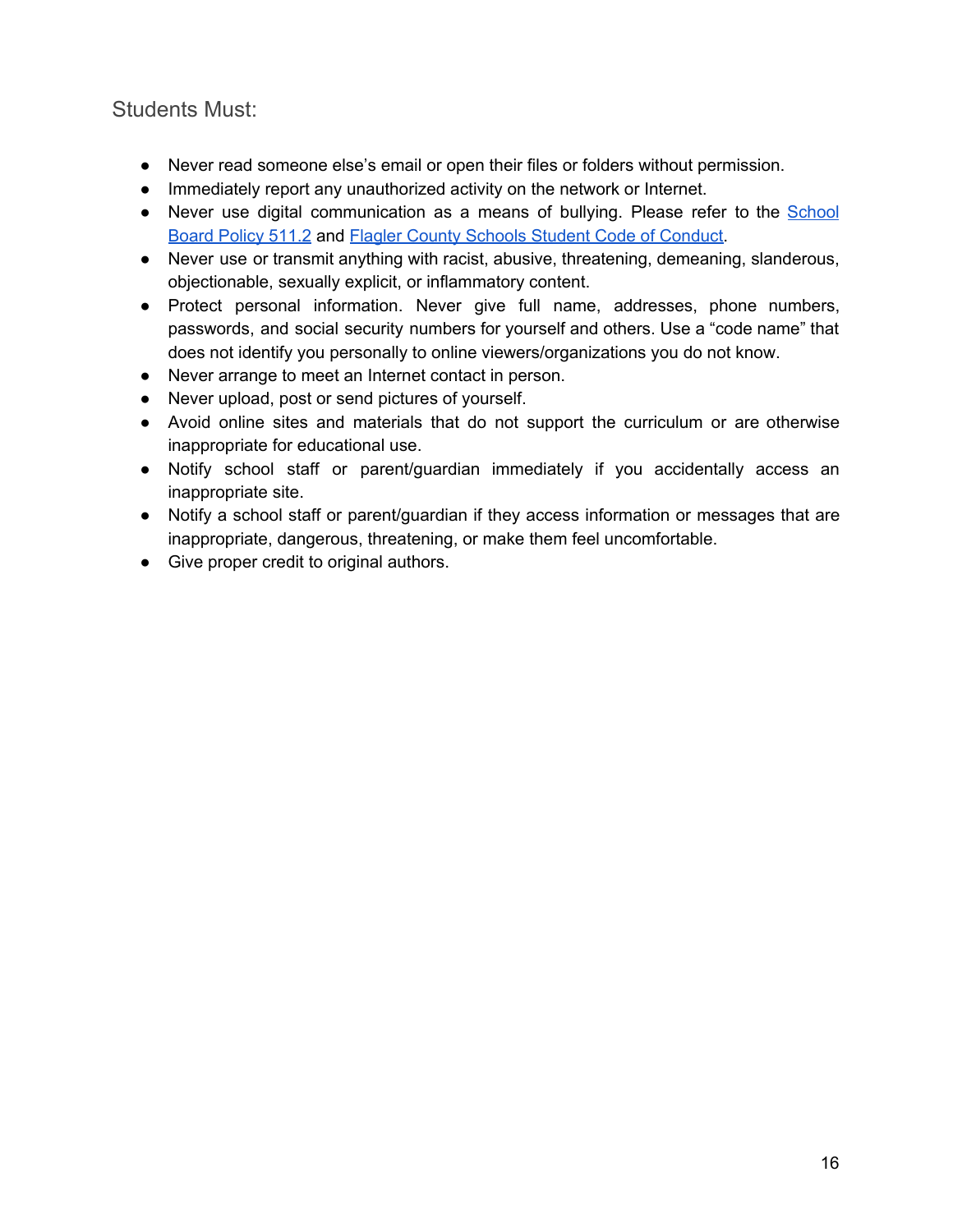## Students Must:

- Never read someone else's email or open their files or folders without permission.
- Immediately report any unauthorized activity on the network or Internet.
- Never use digital communication as a means of bullying. Please refer to the [School Board Policy 511.2]() and [Flagler County Schools Student Code of Conduct]().
- Never use or transmit anything with racist, abusive, threatening, demeaning, slanderous, objectionable, sexually explicit, or inflammatory content.
- Protect personal information. Never give full name, addresses, phone numbers, passwords, and social security numbers for yourself and others. Use a "code name" that does not identify you personally to online viewers/organizations you do not know.
- Never arrange to meet an Internet contact in person.
- Never upload, post or send pictures of yourself.
- Avoid online sites and materials that do not support the curriculum or are otherwise inappropriate for educational use.
- Notify school staff or parent/guardian immediately if you accidentally access an inappropriate site.
- Notify a school staff or parent/guardian if they access information or messages that are inappropriate, dangerous, threatening, or make them feel uncomfortable.
- Give proper credit to original authors.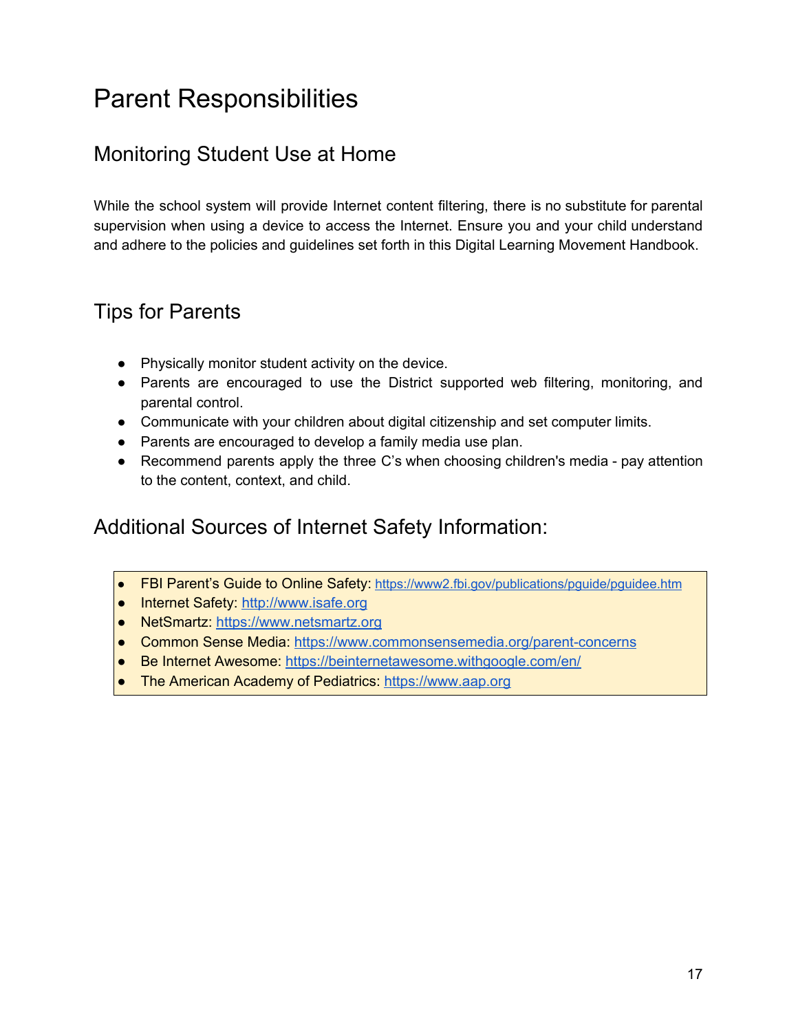# Parent Responsibilities

## Monitoring Student Use at Home

While the school system will provide Internet content filtering, there is no substitute for parental supervision when using a device to access the Internet. Ensure you and your child understand and adhere to the policies and guidelines set forth in this Digital Learning Movement Handbook.

## Tips for Parents

- Physically monitor student activity on the device.
- Parents are encouraged to use the District supported web filtering, monitoring, and parental control.
- Communicate with your children about digital citizenship and set computer limits.
- Parents are encouraged to develop a family media use plan.
- Recommend parents apply the three C's when choosing children's media - pay attention to the content, context, and child.

## Additional Sources of Internet Safety Information:

- FBI Parent's Guide to Online Safety: https://www2.fbi.gov/publications/pguide/pguidee.htm
- Internet Safety: http://www.isafe.org
- NetSmartz: https://www.netsmartz.org
- Common Sense Media: https://www.commonsensemedia.org/parent-concerns
- Be Internet Awesome: https://beinternetawesome.withgoogle.com/en/
- The American Academy of Pediatrics: https://www.aap.org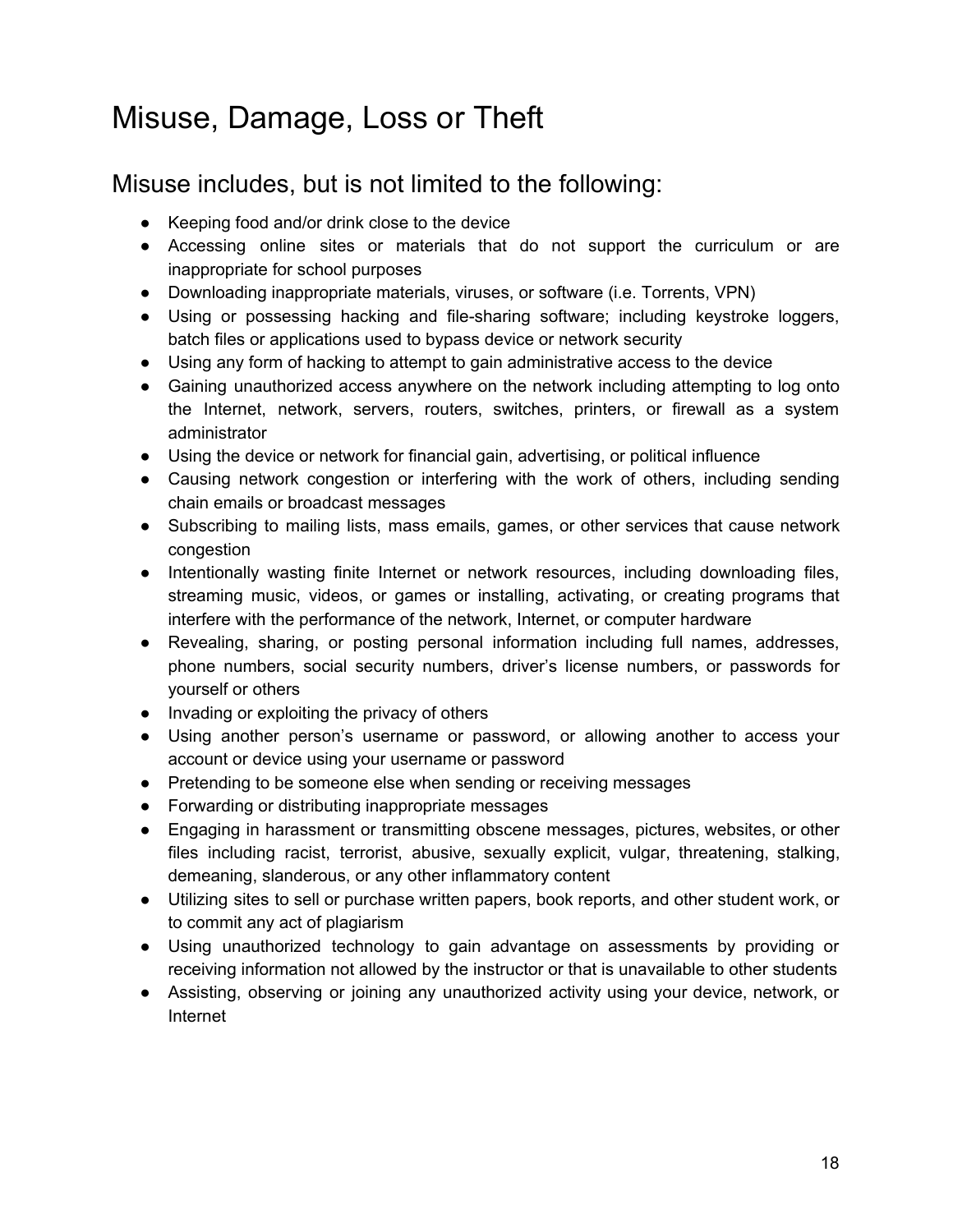# Misuse, Damage, Loss or Theft

## Misuse includes, but is not limited to the following:

- Keeping food and/or drink close to the device
- Accessing online sites or materials that do not support the curriculum or are inappropriate for school purposes
- Downloading inappropriate materials, viruses, or software (i.e. Torrents, VPN)
- Using or possessing hacking and file-sharing software; including keystroke loggers, batch files or applications used to bypass device or network security
- Using any form of hacking to attempt to gain administrative access to the device
- Gaining unauthorized access anywhere on the network including attempting to log onto the Internet, network, servers, routers, switches, printers, or firewall as a system administrator
- Using the device or network for financial gain, advertising, or political influence
- Causing network congestion or interfering with the work of others, including sending chain emails or broadcast messages
- Subscribing to mailing lists, mass emails, games, or other services that cause network congestion
- Intentionally wasting finite Internet or network resources, including downloading files, streaming music, videos, or games or installing, activating, or creating programs that interfere with the performance of the network, Internet, or computer hardware
- Revealing, sharing, or posting personal information including full names, addresses, phone numbers, social security numbers, driver's license numbers, or passwords for yourself or others
- Invading or exploiting the privacy of others
- Using another person's username or password, or allowing another to access your account or device using your username or password
- Pretending to be someone else when sending or receiving messages
- Forwarding or distributing inappropriate messages
- Engaging in harassment or transmitting obscene messages, pictures, websites, or other files including racist, terrorist, abusive, sexually explicit, vulgar, threatening, stalking, demeaning, slanderous, or any other inflammatory content
- Utilizing sites to sell or purchase written papers, book reports, and other student work, or to commit any act of plagiarism
- Using unauthorized technology to gain advantage on assessments by providing or receiving information not allowed by the instructor or that is unavailable to other students
- Assisting, observing or joining any unauthorized activity using your device, network, or Internet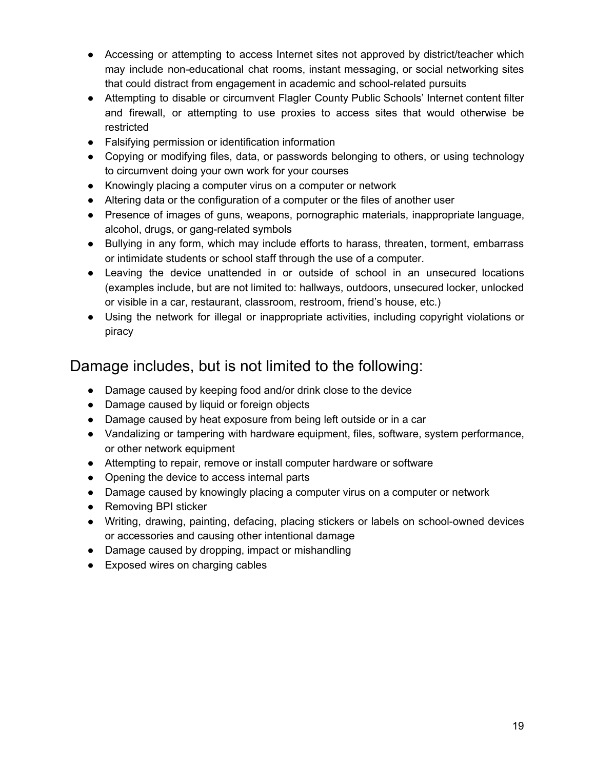- Accessing or attempting to access Internet sites not approved by district/teacher which may include non-educational chat rooms, instant messaging, or social networking sites that could distract from engagement in academic and school-related pursuits
- Attempting to disable or circumvent Flagler County Public Schools' Internet content filter and firewall, or attempting to use proxies to access sites that would otherwise be restricted
- Falsifying permission or identification information
- Copying or modifying files, data, or passwords belonging to others, or using technology to circumvent doing your own work for your courses
- Knowingly placing a computer virus on a computer or network
- Altering data or the configuration of a computer or the files of another user
- Presence of images of guns, weapons, pornographic materials, inappropriate language, alcohol, drugs, or gang-related symbols
- Bullying in any form, which may include efforts to harass, threaten, torment, embarrass or intimidate students or school staff through the use of a computer.
- Leaving the device unattended in or outside of school in an unsecured locations (examples include, but are not limited to: hallways, outdoors, unsecured locker, unlocked or visible in a car, restaurant, classroom, restroom, friend's house, etc.)
- Using the network for illegal or inappropriate activities, including copyright violations or piracy

## Damage includes, but is not limited to the following:

- Damage caused by keeping food and/or drink close to the device
- Damage caused by liquid or foreign objects
- Damage caused by heat exposure from being left outside or in a car
- Vandalizing or tampering with hardware equipment, files, software, system performance, or other network equipment
- Attempting to repair, remove or install computer hardware or software
- Opening the device to access internal parts
- Damage caused by knowingly placing a computer virus on a computer or network
- Removing BPI sticker
- Writing, drawing, painting, defacing, placing stickers or labels on school-owned devices or accessories and causing other intentional damage
- Damage caused by dropping, impact or mishandling
- Exposed wires on charging cables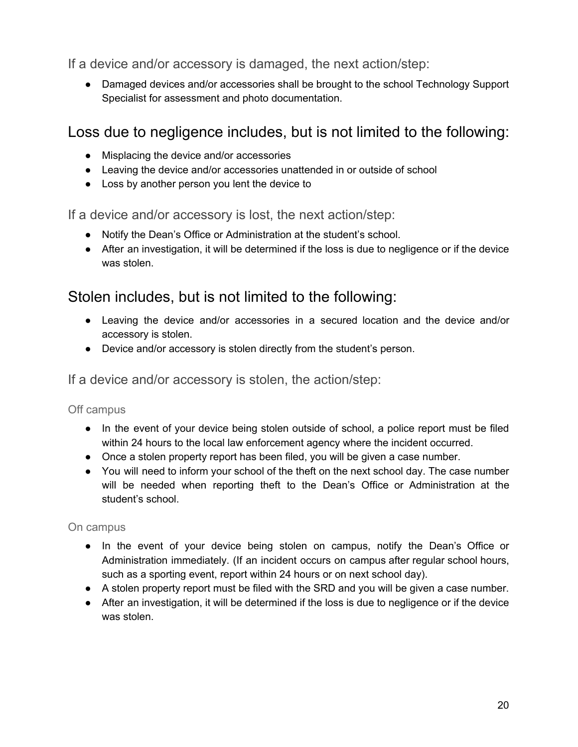### If a device and/or accessory is damaged, the next action/step:

- Damaged devices and/or accessories shall be brought to the school Technology Support Specialist for assessment and photo documentation.

## Loss due to negligence includes, but is not limited to the following:

- Misplacing the device and/or accessories
- Leaving the device and/or accessories unattended in or outside of school
- Loss by another person you lent the device to

### If a device and/or accessory is lost, the next action/step:

- Notify the Dean's Office or Administration at the student's school.
- After an investigation, it will be determined if the loss is due to negligence or if the device was stolen.

## Stolen includes, but is not limited to the following:

- Leaving the device and/or accessories in a secured location and the device and/or accessory is stolen.
- Device and/or accessory is stolen directly from the student's person.

### If a device and/or accessory is stolen, the action/step:

#### Off campus

- In the event of your device being stolen outside of school, a police report must be filed within 24 hours to the local law enforcement agency where the incident occurred.
- Once a stolen property report has been filed, you will be given a case number.
- You will need to inform your school of the theft on the next school day. The case number will be needed when reporting theft to the Dean's Office or Administration at the student's school.

#### On campus

- In the event of your device being stolen on campus, notify the Dean's Office or Administration immediately. (If an incident occurs on campus after regular school hours, such as a sporting event, report within 24 hours or on next school day).
- A stolen property report must be filed with the SRD and you will be given a case number.
- After an investigation, it will be determined if the loss is due to negligence or if the device was stolen.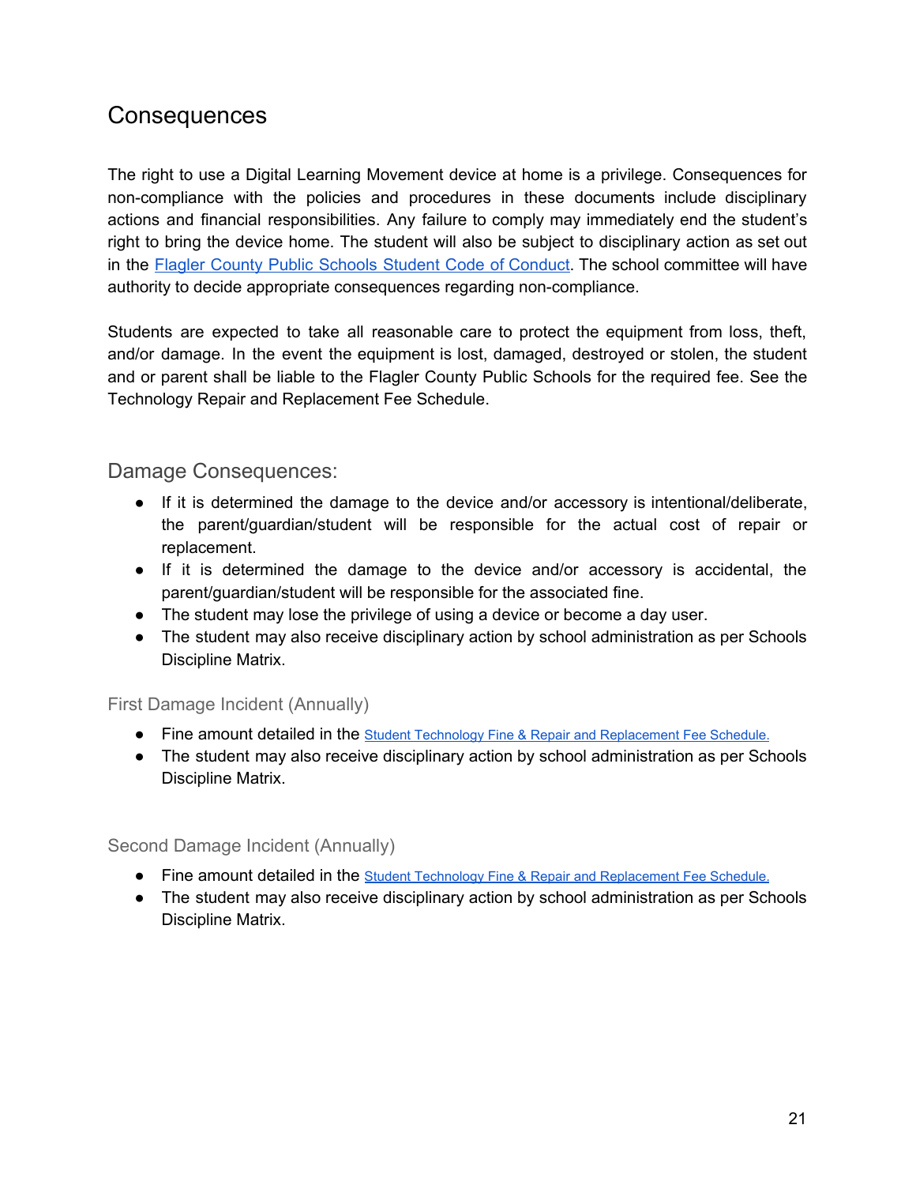# Consequences

The right to use a Digital Learning Movement device at home is a privilege. Consequences for non-compliance with the policies and procedures in these documents include disciplinary actions and financial responsibilities. Any failure to comply may immediately end the student's right to bring the device home. The student will also be subject to disciplinary action as set out in the [Flagler County Public Schools Student Code of Conduct](). The school committee will have authority to decide appropriate consequences regarding non-compliance.

Students are expected to take all reasonable care to protect the equipment from loss, theft, and/or damage. In the event the equipment is lost, damaged, destroyed or stolen, the student and or parent shall be liable to the Flagler County Public Schools for the required fee. See the Technology Repair and Replacement Fee Schedule.

## Damage Consequences:

- If it is determined the damage to the device and/or accessory is intentional/deliberate, the parent/guardian/student will be responsible for the actual cost of repair or replacement.
- If it is determined the damage to the device and/or accessory is accidental, the parent/guardian/student will be responsible for the associated fine.
- The student may lose the privilege of using a device or become a day user.
- The student may also receive disciplinary action by school administration as per Schools Discipline Matrix.

### First Damage Incident (Annually)

- Fine amount detailed in the [Student Technology Fine & Repair and Replacement Fee Schedule.]()
- The student may also receive disciplinary action by school administration as per Schools Discipline Matrix.

### Second Damage Incident (Annually)

- Fine amount detailed in the [Student Technology Fine & Repair and Replacement Fee Schedule.]()
- The student may also receive disciplinary action by school administration as per Schools Discipline Matrix.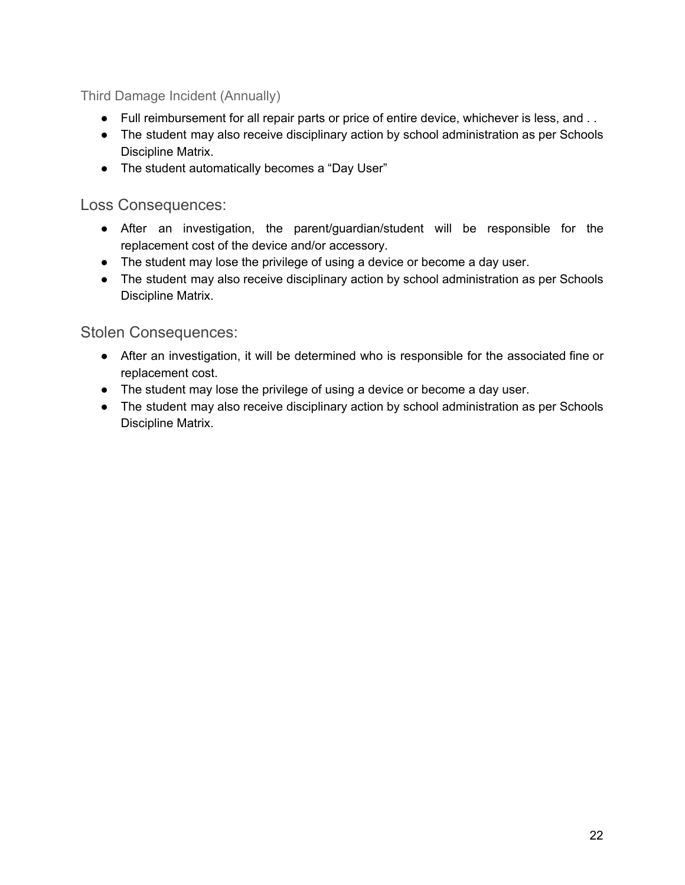### Third Damage Incident (Annually)

- Full reimbursement for all repair parts or price of entire device, whichever is less, and . .
- The student may also receive disciplinary action by school administration as per Schools Discipline Matrix.
- The student automatically becomes a “Day User”

## Loss Consequences:

- After an investigation, the parent/guardian/student will be responsible for the replacement cost of the device and/or accessory.
- The student may lose the privilege of using a device or become a day user.
- The student may also receive disciplinary action by school administration as per Schools Discipline Matrix.

## Stolen Consequences:

- After an investigation, it will be determined who is responsible for the associated fine or replacement cost.
- The student may lose the privilege of using a device or become a day user.
- The student may also receive disciplinary action by school administration as per Schools Discipline Matrix.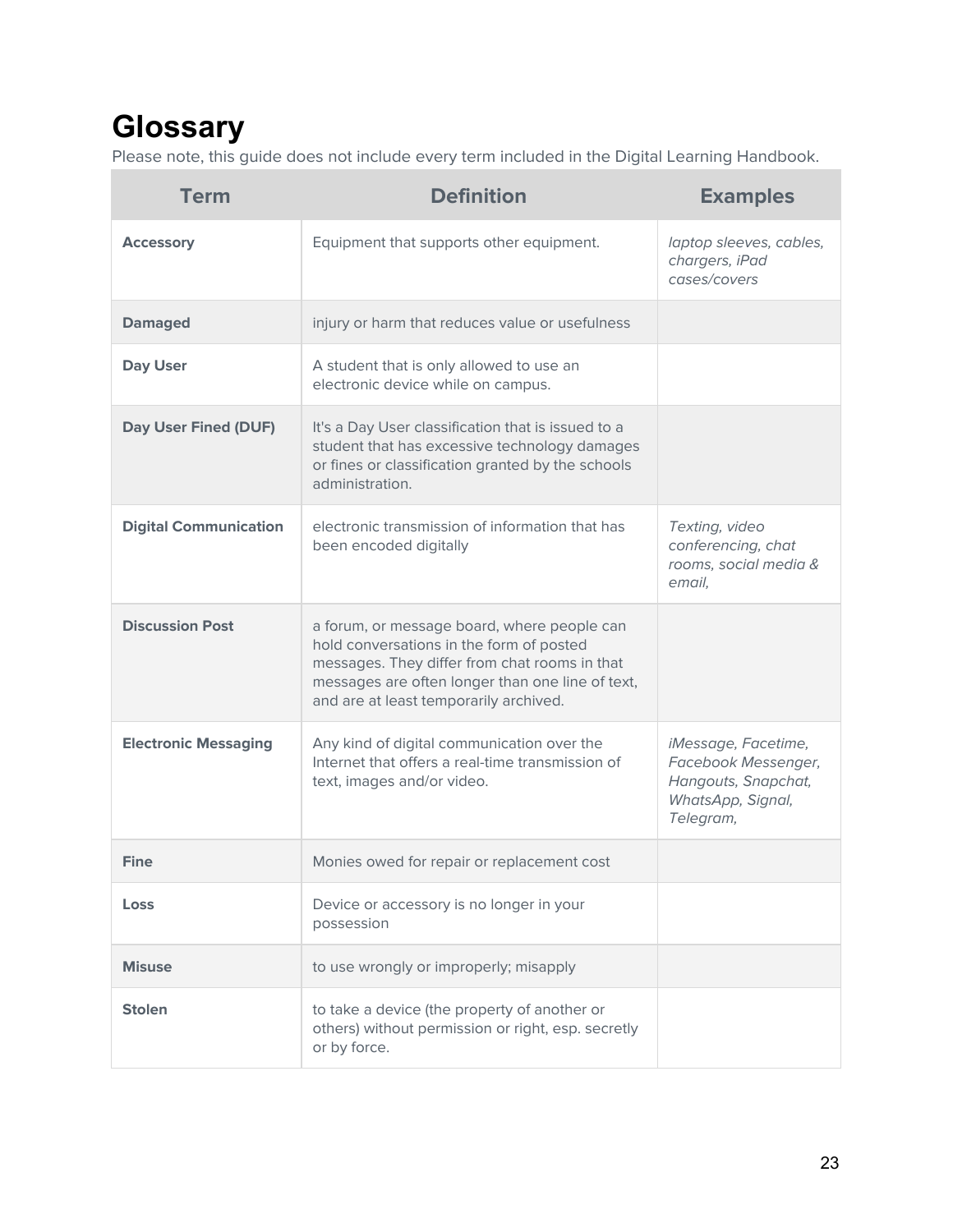# Glossary

Please note, this guide does not include every term included in the Digital Learning Handbook.

| Term | Definition | Examples |
|---|---|---|
| **Accessory** | Equipment that supports other equipment. | *laptop sleeves, cables, chargers, iPad cases/covers* |
| **Damaged** | injury or harm that reduces value or usefulness | |
| **Day User** | A student that is only allowed to use an electronic device while on campus. | |
| **Day User Fined (DUF)** | It's a Day User classification that is issued to a student that has excessive technology damages or fines or classification granted by the schools administration. | |
| **Digital Communication** | electronic transmission of information that has been encoded digitally | *Texting, video conferencing, chat rooms, social media & email,* |
| **Discussion Post** | a forum, or message board, where people can hold conversations in the form of posted messages. They differ from chat rooms in that messages are often longer than one line of text, and are at least temporarily archived. | |
| **Electronic Messaging** | Any kind of digital communication over the Internet that offers a real-time transmission of text, images and/or video. | *iMessage, Facetime, Facebook Messenger, Hangouts, Snapchat, WhatsApp, Signal, Telegram,* |
| **Fine** | Monies owed for repair or replacement cost | |
| **Loss** | Device or accessory is no longer in your possession | |
| **Misuse** | to use wrongly or improperly; misapply | |
| **Stolen** | to take a device (the property of another or others) without permission or right, esp. secretly or by force. | |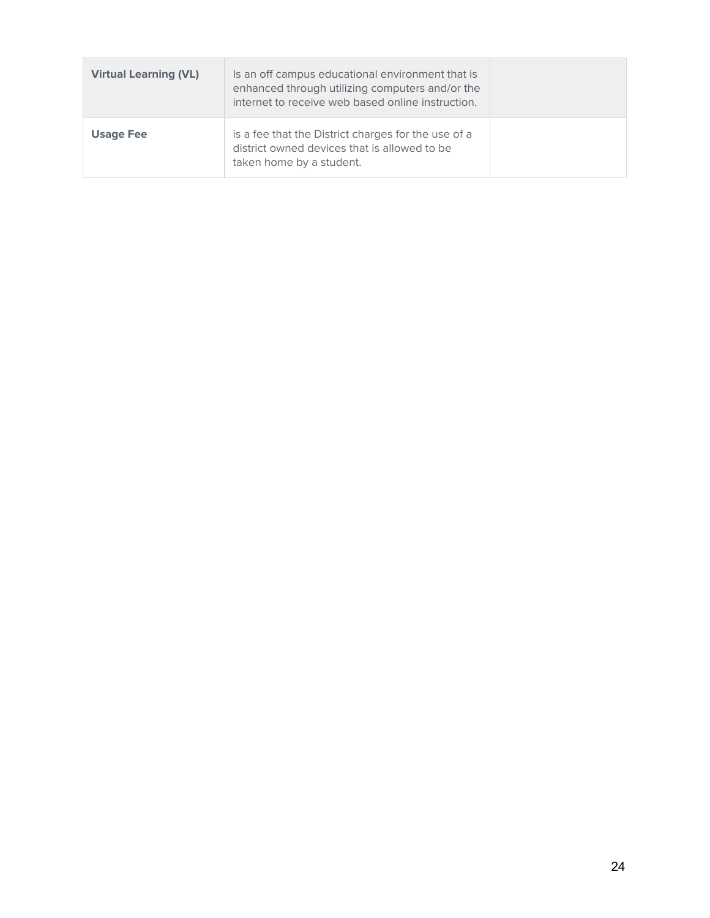| | | |
|---|---|---|
| **Virtual Learning (VL)** | Is an off campus educational environment that is enhanced through utilizing computers and/or the internet to receive web based online instruction. | |
| **Usage Fee** | is a fee that the District charges for the use of a district owned devices that is allowed to be taken home by a student. | |